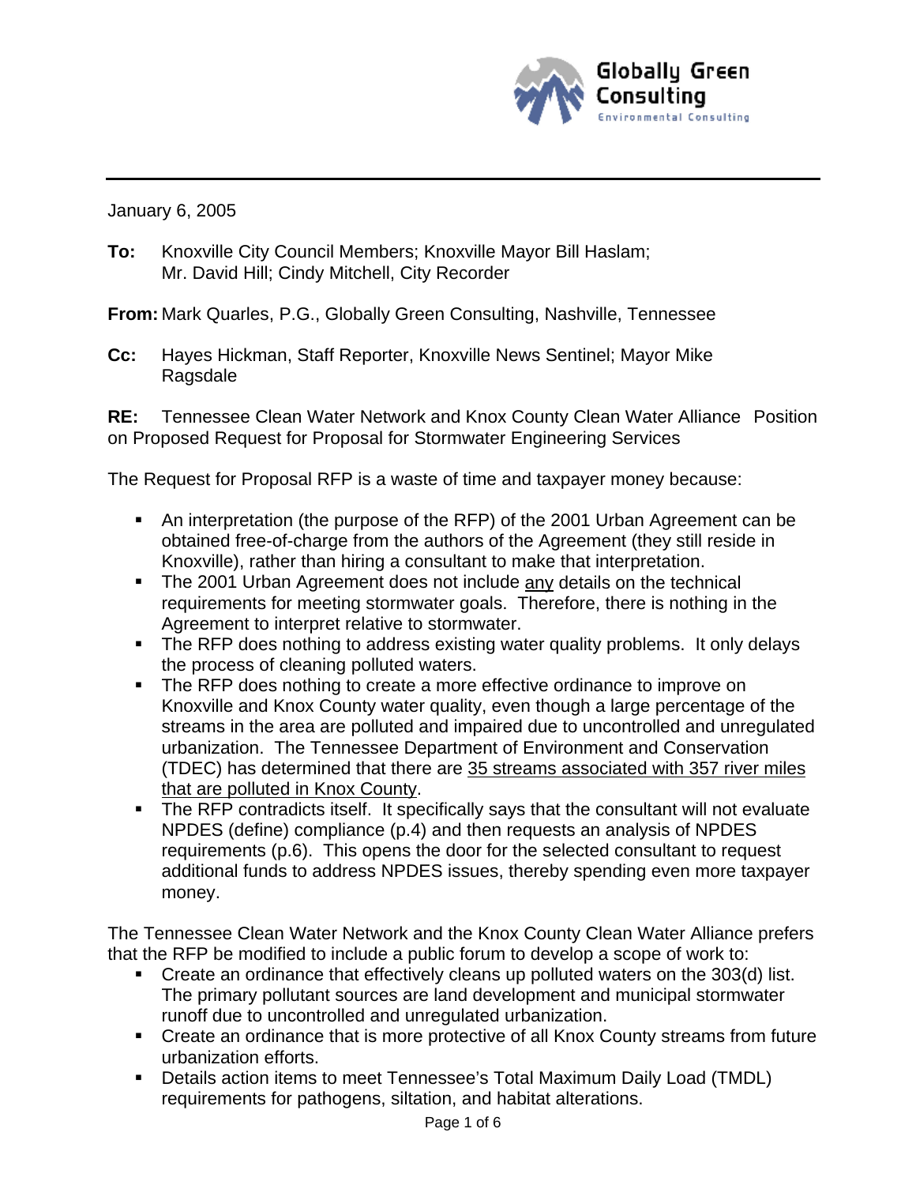Globally Green Consulting
Environmental Consulting

---

January 6, 2005

**To:** Knoxville City Council Members; Knoxville Mayor Bill Haslam; Mr. David Hill; Cindy Mitchell, City Recorder

**From:** Mark Quarles, P.G., Globally Green Consulting, Nashville, Tennessee

**Cc:** Hayes Hickman, Staff Reporter, Knoxville News Sentinel; Mayor Mike Ragsdale

**RE:** Tennessee Clean Water Network and Knox County Clean Water Alliance Position on Proposed Request for Proposal for Stormwater Engineering Services

The Request for Proposal RFP is a waste of time and taxpayer money because:

- An interpretation (the purpose of the RFP) of the 2001 Urban Agreement can be obtained free-of-charge from the authors of the Agreement (they still reside in Knoxville), rather than hiring a consultant to make that interpretation.
- The 2001 Urban Agreement does not include <u>any</u> details on the technical requirements for meeting stormwater goals. Therefore, there is nothing in the Agreement to interpret relative to stormwater.
- The RFP does nothing to address existing water quality problems. It only delays the process of cleaning polluted waters.
- The RFP does nothing to create a more effective ordinance to improve on Knoxville and Knox County water quality, even though a large percentage of the streams in the area are polluted and impaired due to uncontrolled and unregulated urbanization. The Tennessee Department of Environment and Conservation (TDEC) has determined that there are <u>35 streams associated with 357 river miles that are polluted in Knox County</u>.
- The RFP contradicts itself. It specifically says that the consultant will not evaluate NPDES (define) compliance (p.4) and then requests an analysis of NPDES requirements (p.6). This opens the door for the selected consultant to request additional funds to address NPDES issues, thereby spending even more taxpayer money.

The Tennessee Clean Water Network and the Knox County Clean Water Alliance prefers that the RFP be modified to include a public forum to develop a scope of work to:

- Create an ordinance that effectively cleans up polluted waters on the 303(d) list. The primary pollutant sources are land development and municipal stormwater runoff due to uncontrolled and unregulated urbanization.
- Create an ordinance that is more protective of all Knox County streams from future urbanization efforts.
- Details action items to meet Tennessee's Total Maximum Daily Load (TMDL) requirements for pathogens, siltation, and habitat alterations.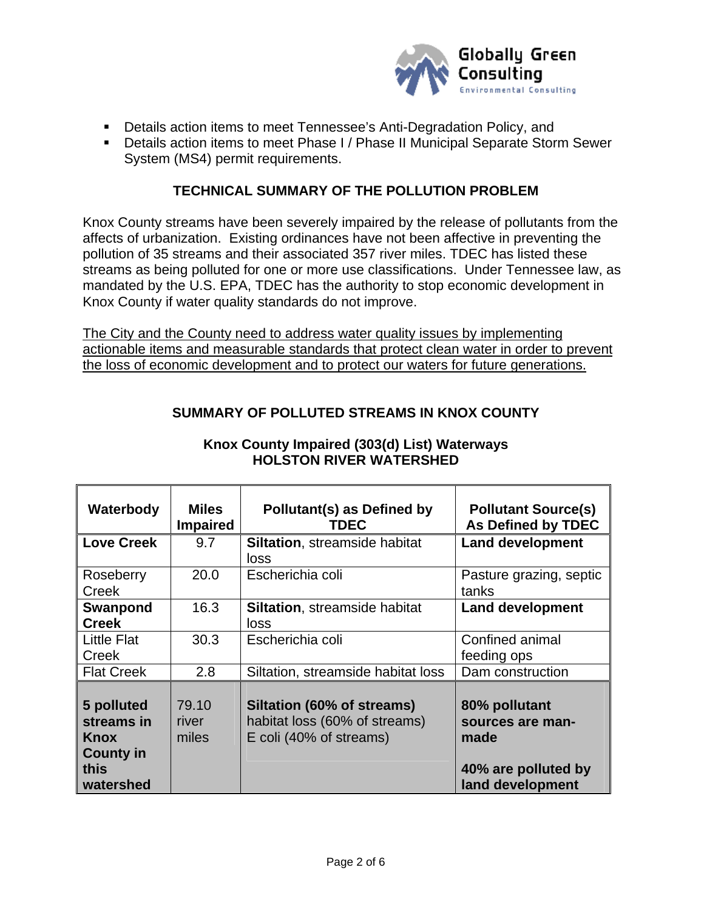- Details action items to meet Tennessee's Anti-Degradation Policy, and
- Details action items to meet Phase I / Phase II Municipal Separate Storm Sewer System (MS4) permit requirements.

## TECHNICAL SUMMARY OF THE POLLUTION PROBLEM

Knox County streams have been severely impaired by the release of pollutants from the affects of urbanization. Existing ordinances have not been affective in preventing the pollution of 35 streams and their associated 357 river miles. TDEC has listed these streams as being polluted for one or more use classifications. Under Tennessee law, as mandated by the U.S. EPA, TDEC has the authority to stop economic development in Knox County if water quality standards do not improve.

<u>The City and the County need to address water quality issues by implementing actionable items and measurable standards that protect clean water in order to prevent the loss of economic development and to protect our waters for future generations.</u>

## SUMMARY OF POLLUTED STREAMS IN KNOX COUNTY

### Knox County Impaired (303(d) List) Waterways
### HOLSTON RIVER WATERSHED

| Waterbody | Miles Impaired | Pollutant(s) as Defined by TDEC | Pollutant Source(s) As Defined by TDEC |
|---|---|---|---|
| **Love Creek** | 9.7 | **Siltation**, streamside habitat loss | **Land development** |
| Roseberry Creek | 20.0 | Escherichia coli | Pasture grazing, septic tanks |
| **Swanpond Creek** | 16.3 | **Siltation**, streamside habitat loss | **Land development** |
| Little Flat Creek | 30.3 | Escherichia coli | Confined animal feeding ops |
| Flat Creek | 2.8 | Siltation, streamside habitat loss | Dam construction |
| **5 polluted streams in Knox County in this watershed** | 79.10 river miles | **Siltation (60% of streams)** habitat loss (60% of streams) E coli (40% of streams) | **80% pollutant sources are man-made** **40% are polluted by land development** |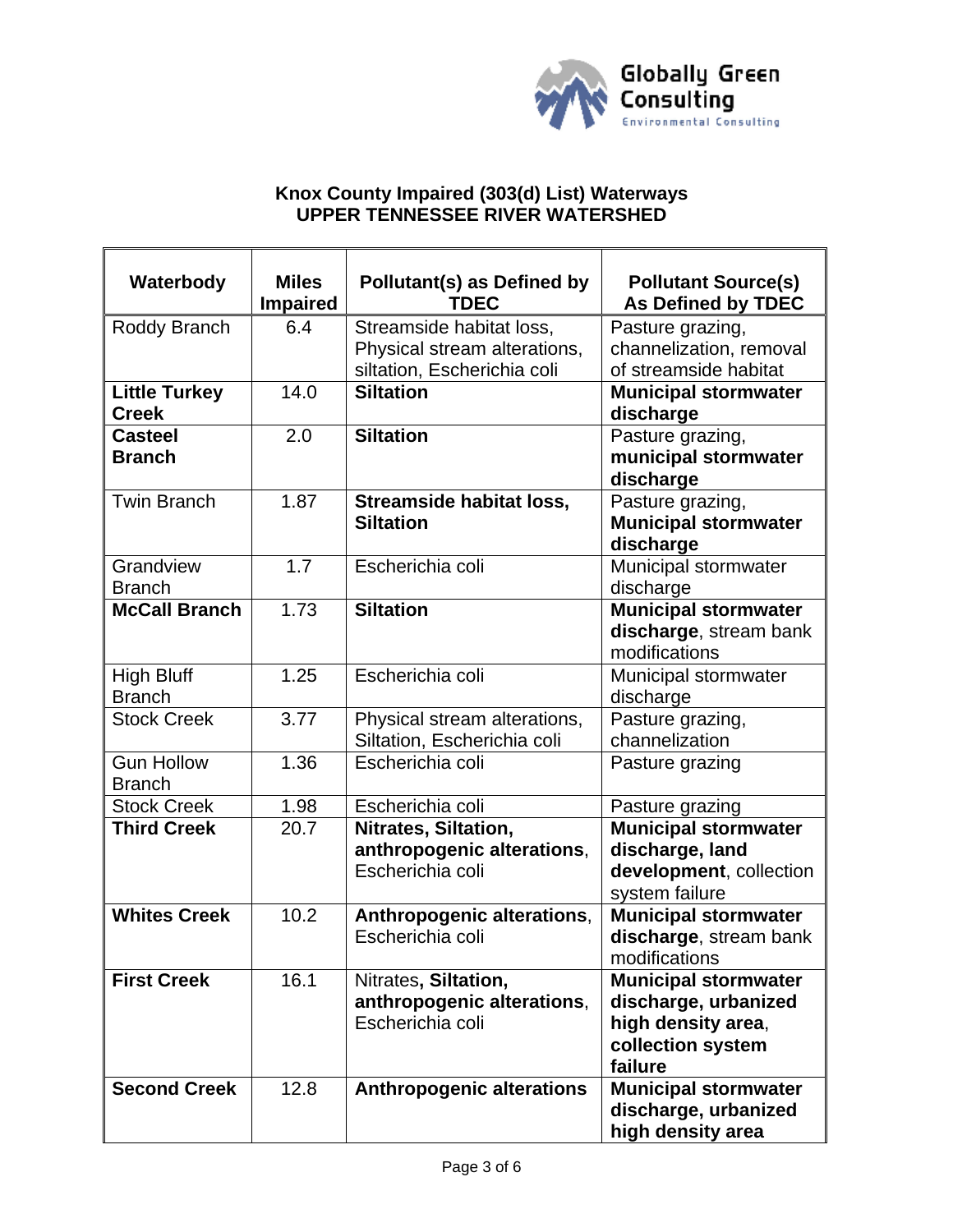**Knox County Impaired (303(d) List) Waterways**
**UPPER TENNESSEE RIVER WATERSHED**

| Waterbody | Miles Impaired | Pollutant(s) as Defined by TDEC | Pollutant Source(s) As Defined by TDEC |
|---|---|---|---|
| Roddy Branch | 6.4 | Streamside habitat loss, Physical stream alterations, siltation, Escherichia coli | Pasture grazing, channelization, removal of streamside habitat |
| **Little Turkey Creek** | 14.0 | **Siltation** | **Municipal stormwater discharge** |
| **Casteel Branch** | 2.0 | **Siltation** | Pasture grazing, **municipal stormwater discharge** |
| Twin Branch | 1.87 | **Streamside habitat loss, Siltation** | Pasture grazing, **Municipal stormwater discharge** |
| Grandview Branch | 1.7 | Escherichia coli | Municipal stormwater discharge |
| **McCall Branch** | 1.73 | **Siltation** | **Municipal stormwater discharge**, stream bank modifications |
| High Bluff Branch | 1.25 | Escherichia coli | Municipal stormwater discharge |
| Stock Creek | 3.77 | Physical stream alterations, Siltation, Escherichia coli | Pasture grazing, channelization |
| Gun Hollow Branch | 1.36 | Escherichia coli | Pasture grazing |
| Stock Creek | 1.98 | Escherichia coli | Pasture grazing |
| **Third Creek** | 20.7 | **Nitrates, Siltation, anthropogenic alterations**, Escherichia coli | **Municipal stormwater discharge, land development**, collection system failure |
| **Whites Creek** | 10.2 | **Anthropogenic alterations**, Escherichia coli | **Municipal stormwater discharge**, stream bank modifications |
| **First Creek** | 16.1 | Nitrates**, Siltation, anthropogenic alterations**, Escherichia coli | **Municipal stormwater discharge, urbanized high density area**, **collection system failure** |
| **Second Creek** | 12.8 | **Anthropogenic alterations** | **Municipal stormwater discharge, urbanized high density area** |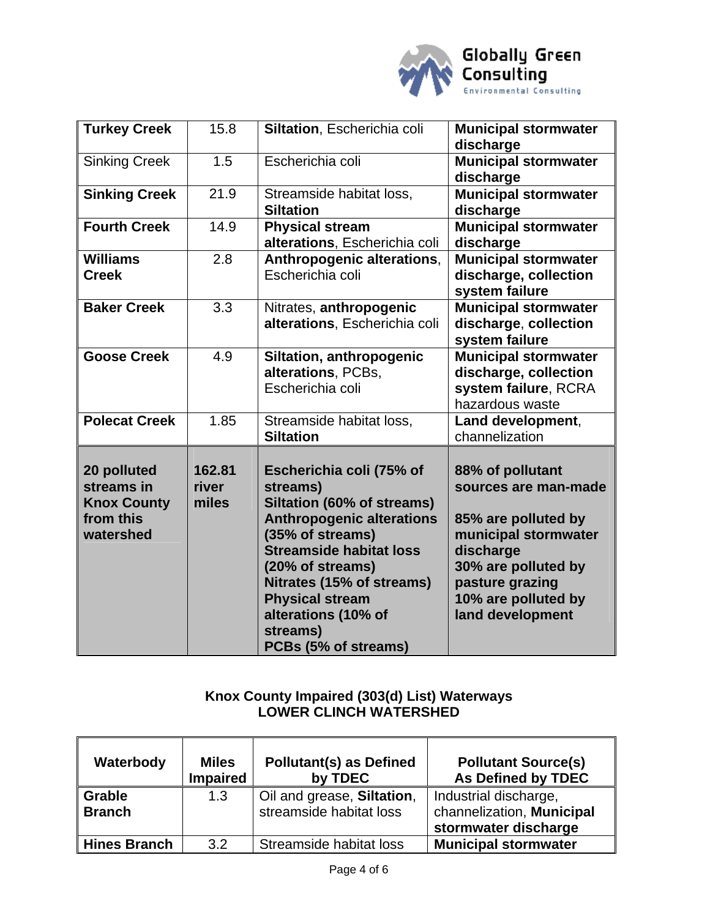| | | | |
|---|---|---|---|
| **Turkey Creek** | 15.8 | **Siltation**, Escherichia coli | **Municipal stormwater discharge** |
| Sinking Creek | 1.5 | Escherichia coli | **Municipal stormwater discharge** |
| **Sinking Creek** | 21.9 | Streamside habitat loss, **Siltation** | **Municipal stormwater discharge** |
| **Fourth Creek** | 14.9 | **Physical stream alterations**, Escherichia coli | **Municipal stormwater discharge** |
| **Williams Creek** | 2.8 | **Anthropogenic alterations**, Escherichia coli | **Municipal stormwater discharge, collection system failure** |
| **Baker Creek** | 3.3 | Nitrates, **anthropogenic alterations**, Escherichia coli | **Municipal stormwater discharge**, **collection system failure** |
| **Goose Creek** | 4.9 | **Siltation, anthropogenic alterations**, PCBs, Escherichia coli | **Municipal stormwater discharge, collection system failure**, RCRA hazardous waste |
| **Polecat Creek** | 1.85 | Streamside habitat loss, **Siltation** | **Land development**, channelization |
| **20 polluted streams in Knox County from this watershed** | **162.81 river miles** | **Escherichia coli (75% of streams)**<br>**Siltation (60% of streams)**<br>**Anthropogenic alterations (35% of streams)**<br>**Streamside habitat loss (20% of streams)**<br>**Nitrates (15% of streams)**<br>**Physical stream alterations (10% of streams)**<br>**PCBs (5% of streams)** | **88% of pollutant sources are man-made**<br><br>**85% are polluted by municipal stormwater discharge**<br>**30% are polluted by pasture grazing**<br>**10% are polluted by land development** |

**Knox County Impaired (303(d) List) Waterways**
**LOWER CLINCH WATERSHED**

| Waterbody | Miles Impaired | Pollutant(s) as Defined by TDEC | Pollutant Source(s) As Defined by TDEC |
|---|---|---|---|
| **Grable Branch** | 1.3 | Oil and grease, **Siltation**, streamside habitat loss | Industrial discharge, channelization, **Municipal stormwater discharge** |
| **Hines Branch** | 3.2 | Streamside habitat loss | **Municipal stormwater** |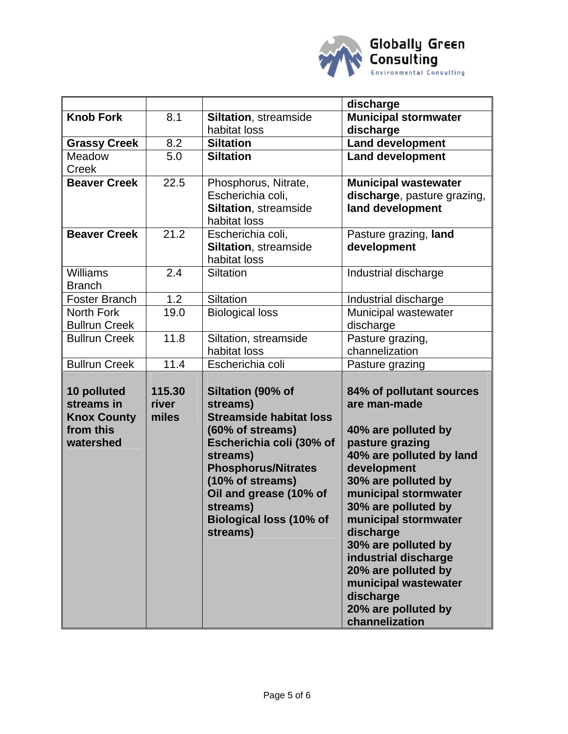| | | | discharge |
|---|---|---|---|
| **Knob Fork** | 8.1 | **Siltation**, streamside habitat loss | **Municipal stormwater discharge** |
| **Grassy Creek** | 8.2 | **Siltation** | **Land development** |
| Meadow Creek | 5.0 | **Siltation** | **Land development** |
| **Beaver Creek** | 22.5 | Phosphorus, Nitrate, Escherichia coli, **Siltation**, streamside habitat loss | **Municipal wastewater discharge**, pasture grazing, **land development** |
| **Beaver Creek** | 21.2 | Escherichia coli, **Siltation**, streamside habitat loss | Pasture grazing, **land development** |
| Williams Branch | 2.4 | Siltation | Industrial discharge |
| Foster Branch | 1.2 | Siltation | Industrial discharge |
| North Fork Bullrun Creek | 19.0 | Biological loss | Municipal wastewater discharge |
| Bullrun Creek | 11.8 | Siltation, streamside habitat loss | Pasture grazing, channelization |
| Bullrun Creek | 11.4 | Escherichia coli | Pasture grazing |
| **10 polluted streams in Knox County from this watershed** | **115.30 river miles** | **Siltation (90% of streams)**<br>**Streamside habitat loss (60% of streams)**<br>**Escherichia coli (30% of streams)**<br>**Phosphorus/Nitrates (10% of streams)**<br>**Oil and grease (10% of streams)**<br>**Biological loss (10% of streams)** | **84% of pollutant sources are man-made**<br><br>**40% are polluted by pasture grazing**<br>**40% are polluted by land development**<br>**30% are polluted by municipal stormwater**<br>**30% are polluted by municipal stormwater discharge**<br>**30% are polluted by industrial discharge**<br>**20% are polluted by municipal wastewater discharge**<br>**20% are polluted by channelization** |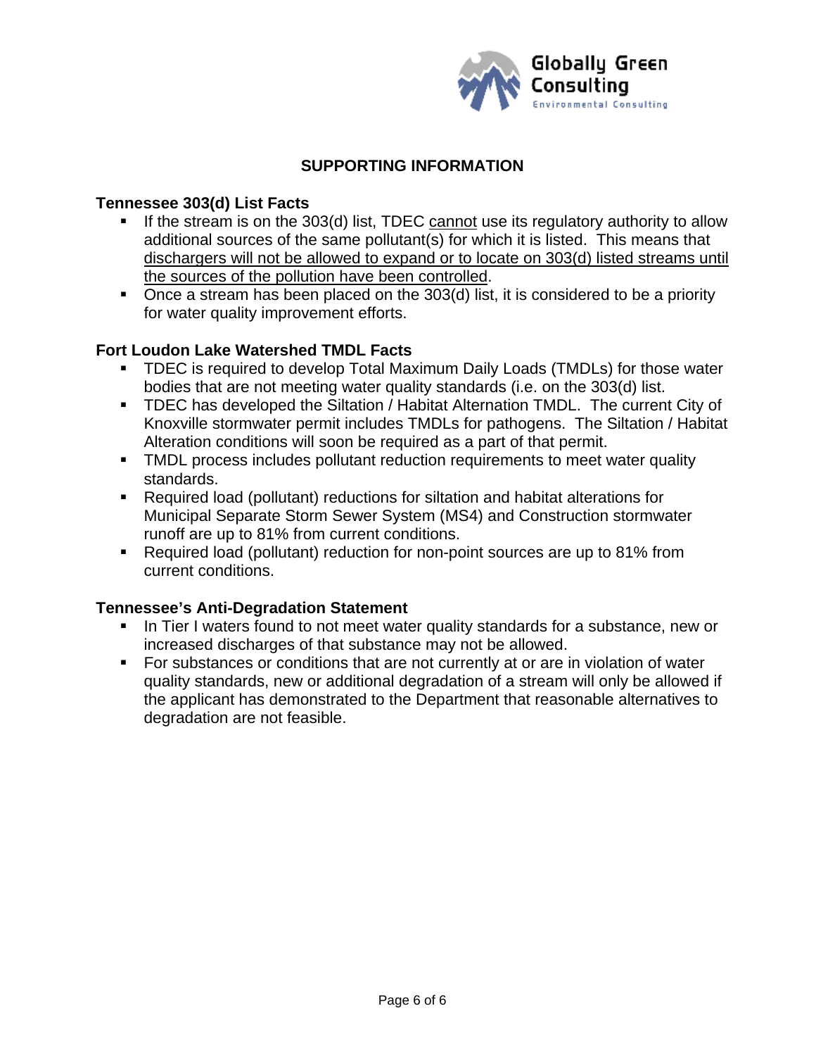## SUPPORTING INFORMATION

### Tennessee 303(d) List Facts

- If the stream is on the 303(d) list, TDEC cannot use its regulatory authority to allow additional sources of the same pollutant(s) for which it is listed. This means that dischargers will not be allowed to expand or to locate on 303(d) listed streams until the sources of the pollution have been controlled.
- Once a stream has been placed on the 303(d) list, it is considered to be a priority for water quality improvement efforts.

### Fort Loudon Lake Watershed TMDL Facts

- TDEC is required to develop Total Maximum Daily Loads (TMDLs) for those water bodies that are not meeting water quality standards (i.e. on the 303(d) list.
- TDEC has developed the Siltation / Habitat Alternation TMDL. The current City of Knoxville stormwater permit includes TMDLs for pathogens. The Siltation / Habitat Alteration conditions will soon be required as a part of that permit.
- TMDL process includes pollutant reduction requirements to meet water quality standards.
- Required load (pollutant) reductions for siltation and habitat alterations for Municipal Separate Storm Sewer System (MS4) and Construction stormwater runoff are up to 81% from current conditions.
- Required load (pollutant) reduction for non-point sources are up to 81% from current conditions.

### Tennessee's Anti-Degradation Statement

- In Tier I waters found to not meet water quality standards for a substance, new or increased discharges of that substance may not be allowed.
- For substances or conditions that are not currently at or are in violation of water quality standards, new or additional degradation of a stream will only be allowed if the applicant has demonstrated to the Department that reasonable alternatives to degradation are not feasible.